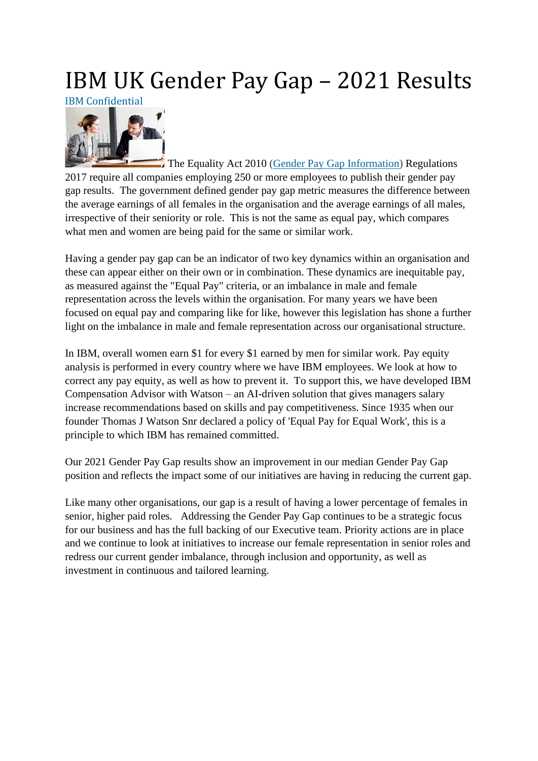# IBM UK Gender Pay Gap – 2021 Results

IBM Confidential

The Equality Act 2010 (Gender Pay Gap Information) Regulations 2017 require all companies employing 250 or more employees to publish their gender pay gap results. The government defined gender pay gap metric measures the difference between the average earnings of all females in the organisation and the average earnings of all males, irrespective of their seniority or role. This is not the same as equal pay, which compares what men and women are being paid for the same or similar work.

Having a gender pay gap can be an indicator of two key dynamics within an organisation and these can appear either on their own or in combination. These dynamics are inequitable pay, as measured against the "Equal Pay" criteria, or an imbalance in male and female representation across the levels within the organisation. For many years we have been focused on equal pay and comparing like for like, however this legislation has shone a further light on the imbalance in male and female representation across our organisational structure.

In IBM, overall women earn $1 for every $1 earned by men for similar work. Pay equity analysis is performed in every country where we have IBM employees. We look at how to correct any pay equity, as well as how to prevent it. To support this, we have developed IBM Compensation Advisor with Watson – an AI-driven solution that gives managers salary increase recommendations based on skills and pay competitiveness. Since 1935 when our founder Thomas J Watson Snr declared a policy of 'Equal Pay for Equal Work', this is a principle to which IBM has remained committed.

Our 2021 Gender Pay Gap results show an improvement in our median Gender Pay Gap position and reflects the impact some of our initiatives are having in reducing the current gap.

Like many other organisations, our gap is a result of having a lower percentage of females in senior, higher paid roles. Addressing the Gender Pay Gap continues to be a strategic focus for our business and has the full backing of our Executive team. Priority actions are in place and we continue to look at initiatives to increase our female representation in senior roles and redress our current gender imbalance, through inclusion and opportunity, as well as investment in continuous and tailored learning.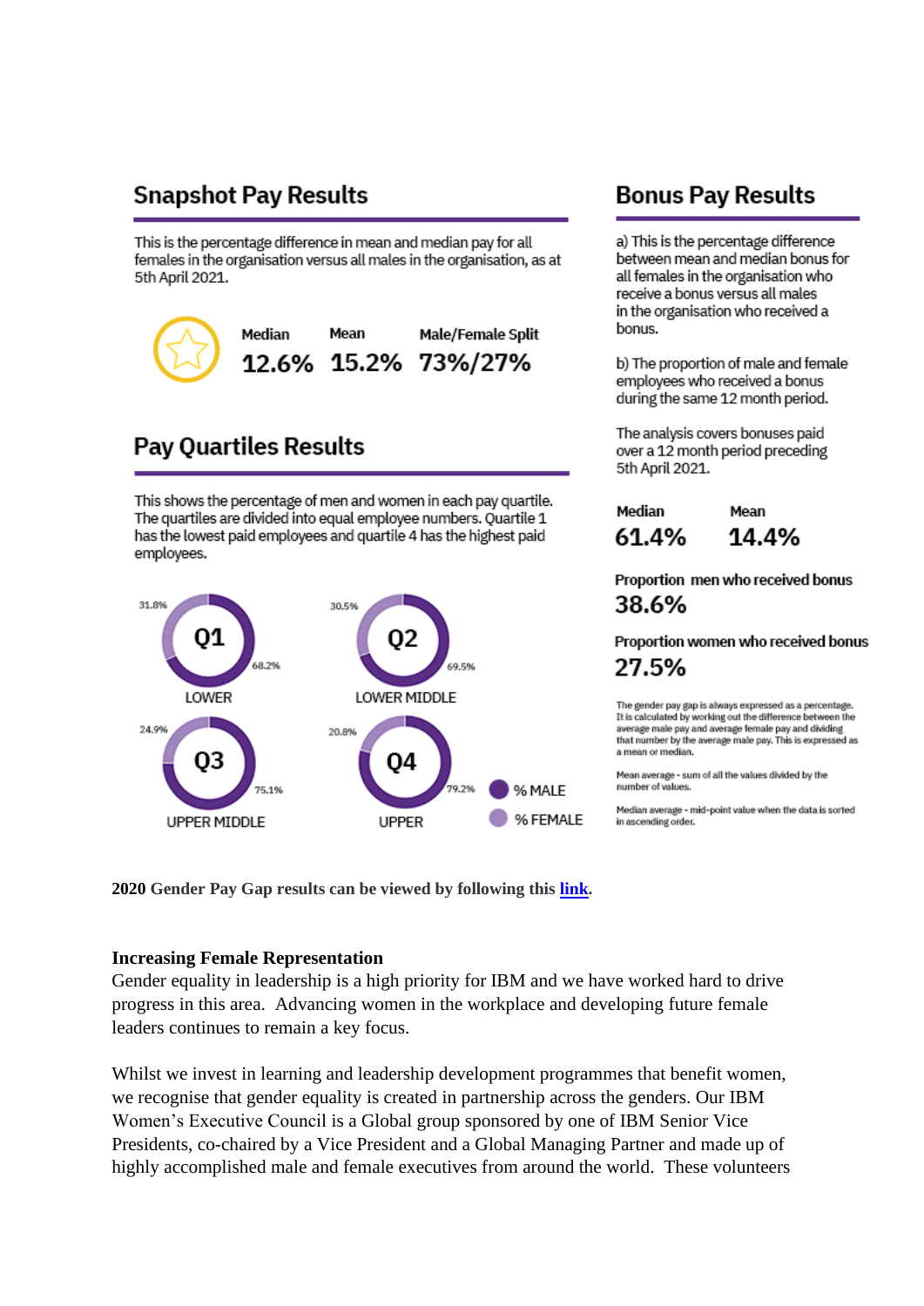## Snapshot Pay Results

This is the percentage difference in mean and median pay for all females in the organisation versus all males in the organisation, as at 5th April 2021.

| Median | Mean | Male/Female Split |
| --- | --- | --- |
| 12.6% | 15.2% | 73%/27% |

## Pay Quartiles Results

This shows the percentage of men and women in each pay quartile. The quartiles are divided into equal employee numbers. Quartile 1 has the lowest paid employees and quartile 4 has the highest paid employees.

| Quartile | % MALE | % FEMALE |
| --- | --- | --- |
| Q1 LOWER | 68.2% | 31.8% |
| Q2 LOWER MIDDLE | 69.5% | 30.5% |
| Q3 UPPER MIDDLE | 75.1% | 24.9% |
| Q4 UPPER | 79.2% | 20.8% |

## Bonus Pay Results

a) This is the percentage difference between mean and median bonus for all females in the organisation who receive a bonus versus all males in the organisation who received a bonus.

b) The proportion of male and female employees who received a bonus during the same 12 month period.

The analysis covers bonuses paid over a 12 month period preceding 5th April 2021.

| Median | Mean |
| --- | --- |
| 61.4% | 14.4% |

Proportion men who received bonus
**38.6%**

Proportion women who received bonus
**27.5%**

The gender pay gap is always expressed as a percentage. It is calculated by working out the difference between the average male pay and average female pay and dividing that number by the average male pay. This is expressed as a mean or median.

Mean average - sum of all the values divided by the number of values.

Median average - mid-point value when the data is sorted in ascending order.

**2020 Gender Pay Gap results can be viewed by following this link.**

**Increasing Female Representation**

Gender equality in leadership is a high priority for IBM and we have worked hard to drive progress in this area. Advancing women in the workplace and developing future female leaders continues to remain a key focus.

Whilst we invest in learning and leadership development programmes that benefit women, we recognise that gender equality is created in partnership across the genders. Our IBM Women's Executive Council is a Global group sponsored by one of IBM Senior Vice Presidents, co-chaired by a Vice President and a Global Managing Partner and made up of highly accomplished male and female executives from around the world. These volunteers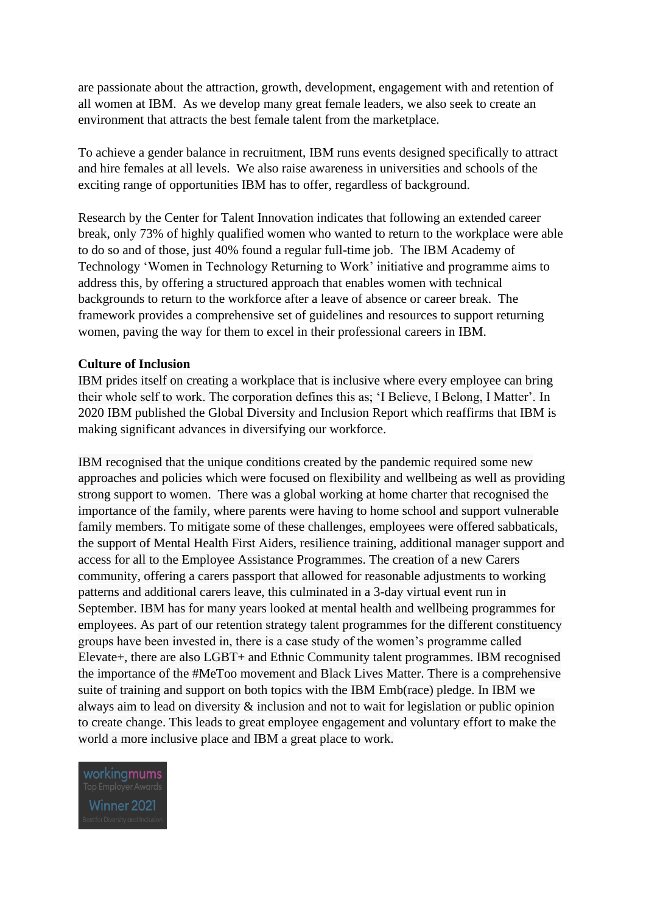are passionate about the attraction, growth, development, engagement with and retention of all women at IBM. As we develop many great female leaders, we also seek to create an environment that attracts the best female talent from the marketplace.

To achieve a gender balance in recruitment, IBM runs events designed specifically to attract and hire females at all levels. We also raise awareness in universities and schools of the exciting range of opportunities IBM has to offer, regardless of background.

Research by the Center for Talent Innovation indicates that following an extended career break, only 73% of highly qualified women who wanted to return to the workplace were able to do so and of those, just 40% found a regular full-time job. The IBM Academy of Technology 'Women in Technology Returning to Work' initiative and programme aims to address this, by offering a structured approach that enables women with technical backgrounds to return to the workforce after a leave of absence or career break. The framework provides a comprehensive set of guidelines and resources to support returning women, paving the way for them to excel in their professional careers in IBM.

**Culture of Inclusion**

IBM prides itself on creating a workplace that is inclusive where every employee can bring their whole self to work. The corporation defines this as; 'I Believe, I Belong, I Matter'. In 2020 IBM published the Global Diversity and Inclusion Report which reaffirms that IBM is making significant advances in diversifying our workforce.

IBM recognised that the unique conditions created by the pandemic required some new approaches and policies which were focused on flexibility and wellbeing as well as providing strong support to women. There was a global working at home charter that recognised the importance of the family, where parents were having to home school and support vulnerable family members. To mitigate some of these challenges, employees were offered sabbaticals, the support of Mental Health First Aiders, resilience training, additional manager support and access for all to the Employee Assistance Programmes. The creation of a new Carers community, offering a carers passport that allowed for reasonable adjustments to working patterns and additional carers leave, this culminated in a 3-day virtual event run in September. IBM has for many years looked at mental health and wellbeing programmes for employees. As part of our retention strategy talent programmes for the different constituency groups have been invested in, there is a case study of the women's programme called Elevate+, there are also LGBT+ and Ethnic Community talent programmes. IBM recognised the importance of the #MeToo movement and Black Lives Matter. There is a comprehensive suite of training and support on both topics with the IBM Emb(race) pledge. In IBM we always aim to lead on diversity & inclusion and not to wait for legislation or public opinion to create change. This leads to great employee engagement and voluntary effort to make the world a more inclusive place and IBM a great place to work.

workingmums Top Employer Awards Winner 2021 Best for Diversity and Inclusion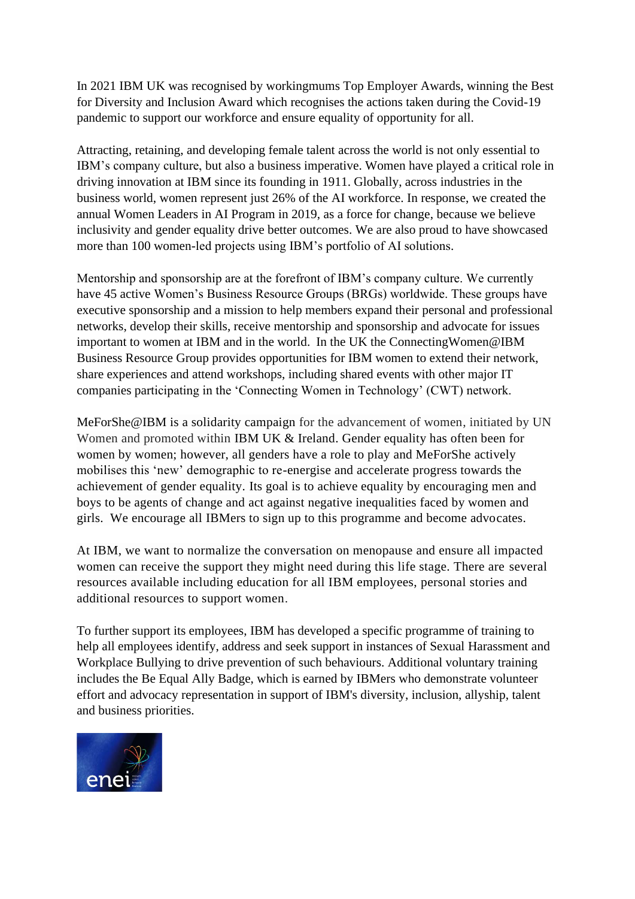In 2021 IBM UK was recognised by workingmums Top Employer Awards, winning the Best for Diversity and Inclusion Award which recognises the actions taken during the Covid-19 pandemic to support our workforce and ensure equality of opportunity for all.

Attracting, retaining, and developing female talent across the world is not only essential to IBM's company culture, but also a business imperative. Women have played a critical role in driving innovation at IBM since its founding in 1911. Globally, across industries in the business world, women represent just 26% of the AI workforce. In response, we created the annual Women Leaders in AI Program in 2019, as a force for change, because we believe inclusivity and gender equality drive better outcomes. We are also proud to have showcased more than 100 women-led projects using IBM's portfolio of AI solutions.

Mentorship and sponsorship are at the forefront of IBM's company culture. We currently have 45 active Women's Business Resource Groups (BRGs) worldwide. These groups have executive sponsorship and a mission to help members expand their personal and professional networks, develop their skills, receive mentorship and sponsorship and advocate for issues important to women at IBM and in the world. In the UK the ConnectingWomen@IBM Business Resource Group provides opportunities for IBM women to extend their network, share experiences and attend workshops, including shared events with other major IT companies participating in the 'Connecting Women in Technology' (CWT) network.

MeForShe@IBM is a solidarity campaign for the advancement of women, initiated by UN Women and promoted within IBM UK & Ireland. Gender equality has often been for women by women; however, all genders have a role to play and MeForShe actively mobilises this 'new' demographic to re-energise and accelerate progress towards the achievement of gender equality. Its goal is to achieve equality by encouraging men and boys to be agents of change and act against negative inequalities faced by women and girls. We encourage all IBMers to sign up to this programme and become advocates.

At IBM, we want to normalize the conversation on menopause and ensure all impacted women can receive the support they might need during this life stage. There are several resources available including education for all IBM employees, personal stories and additional resources to support women.

To further support its employees, IBM has developed a specific programme of training to help all employees identify, address and seek support in instances of Sexual Harassment and Workplace Bullying to drive prevention of such behaviours. Additional voluntary training includes the Be Equal Ally Badge, which is earned by IBMers who demonstrate volunteer effort and advocacy representation in support of IBM's diversity, inclusion, allyship, talent and business priorities.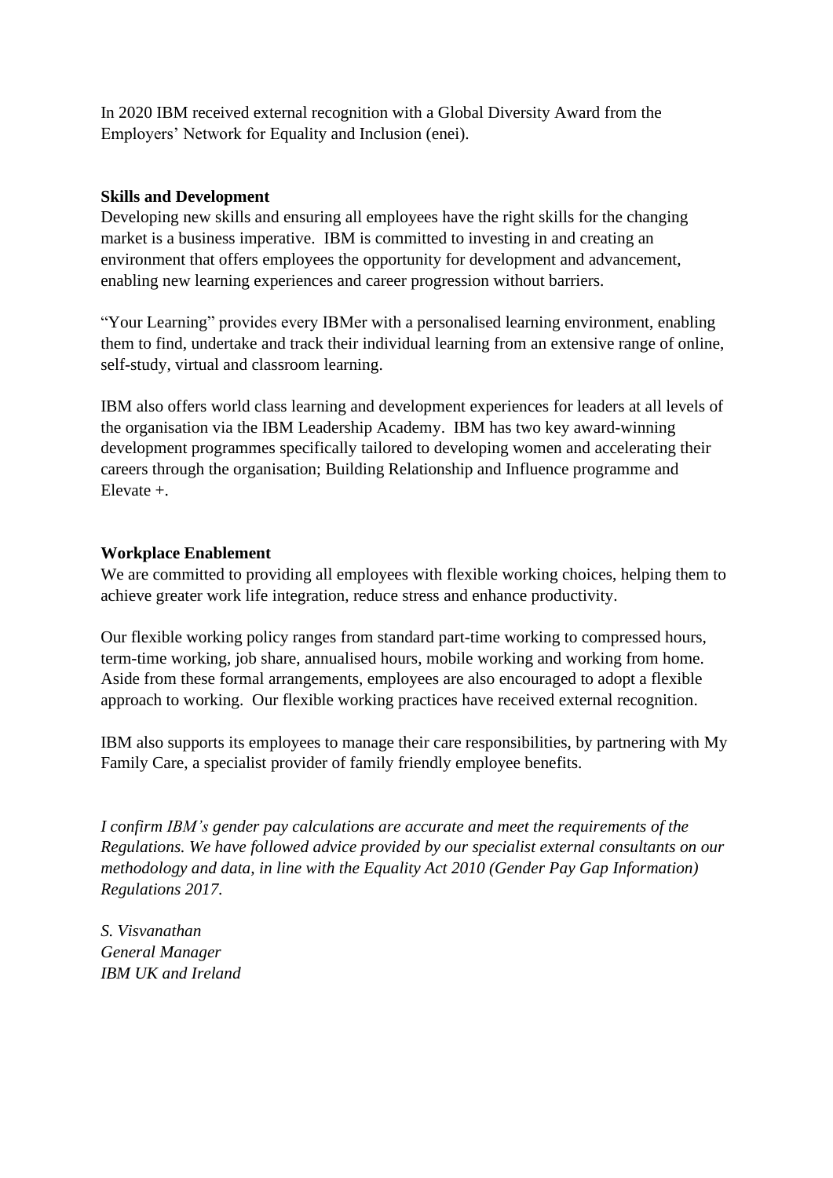In 2020 IBM received external recognition with a Global Diversity Award from the Employers' Network for Equality and Inclusion (enei).

**Skills and Development**

Developing new skills and ensuring all employees have the right skills for the changing market is a business imperative. IBM is committed to investing in and creating an environment that offers employees the opportunity for development and advancement, enabling new learning experiences and career progression without barriers.

"Your Learning" provides every IBMer with a personalised learning environment, enabling them to find, undertake and track their individual learning from an extensive range of online, self-study, virtual and classroom learning.

IBM also offers world class learning and development experiences for leaders at all levels of the organisation via the IBM Leadership Academy. IBM has two key award-winning development programmes specifically tailored to developing women and accelerating their careers through the organisation; Building Relationship and Influence programme and Elevate +.

**Workplace Enablement**

We are committed to providing all employees with flexible working choices, helping them to achieve greater work life integration, reduce stress and enhance productivity.

Our flexible working policy ranges from standard part-time working to compressed hours, term-time working, job share, annualised hours, mobile working and working from home. Aside from these formal arrangements, employees are also encouraged to adopt a flexible approach to working. Our flexible working practices have received external recognition.

IBM also supports its employees to manage their care responsibilities, by partnering with My Family Care, a specialist provider of family friendly employee benefits.

*I confirm IBM's gender pay calculations are accurate and meet the requirements of the Regulations. We have followed advice provided by our specialist external consultants on our methodology and data, in line with the Equality Act 2010 (Gender Pay Gap Information) Regulations 2017.*

*S. Visvanathan*
*General Manager*
*IBM UK and Ireland*